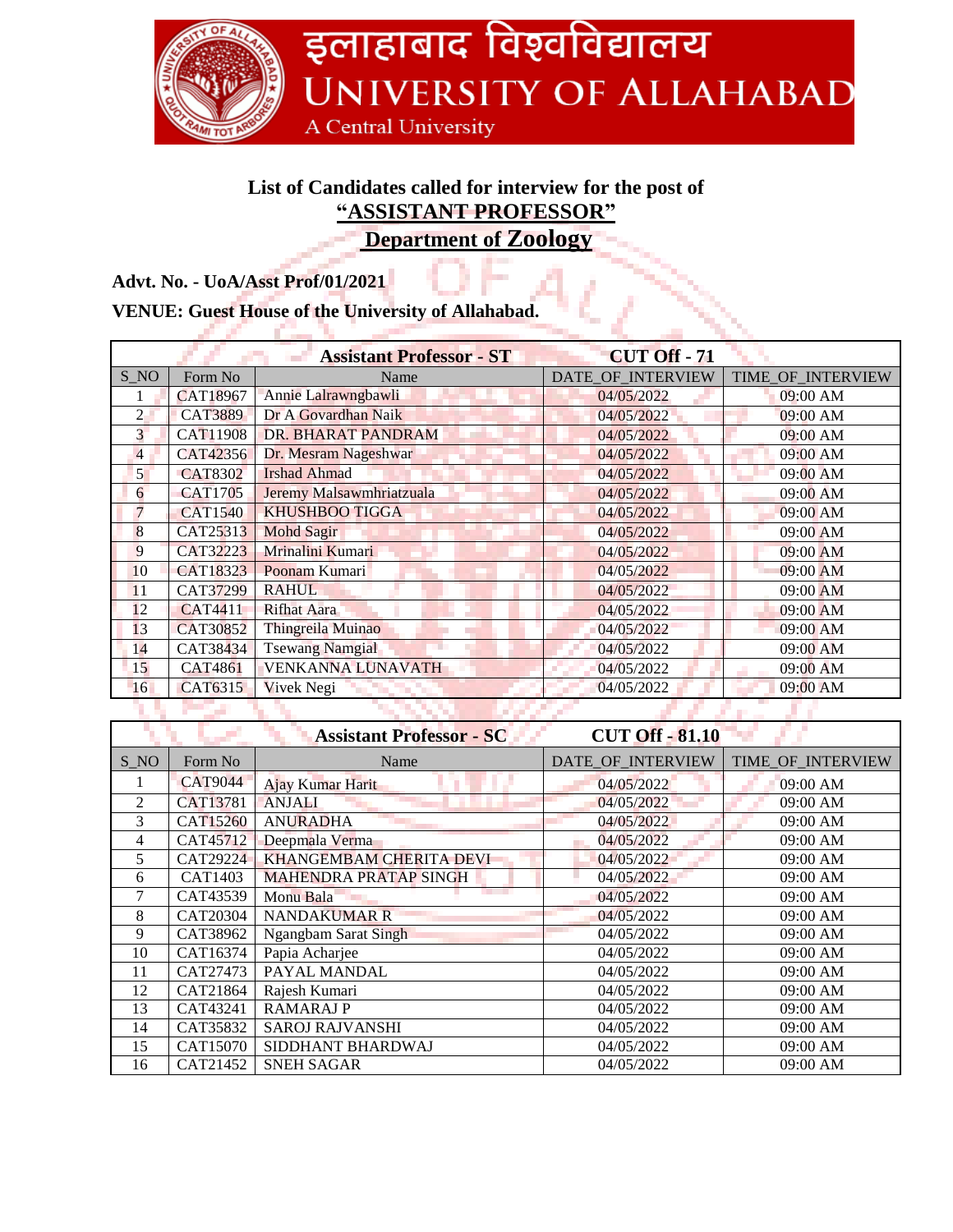# इलाहाबाद विश्वविद्यालय
# UNIVERSITY OF ALLAHABAD
A Central University

## List of Candidates called for interview for the post of
## **"ASSISTANT PROFESSOR"**
## **Department of Zoology**

**Advt. No. - UoA/Asst Prof/01/2021**

**VENUE: Guest House of the University of Allahabad.**

| **Assistant Professor - ST** | | | **CUT Off - 71** | |
|---|---|---|---|---|
| S_NO | Form No | Name | DATE_OF_INTERVIEW | TIME_OF_INTERVIEW |
| 1 | CAT18967 | Annie Lalrawngbawli | 04/05/2022 | 09:00 AM |
| 2 | CAT3889 | Dr A Govardhan Naik | 04/05/2022 | 09:00 AM |
| 3 | CAT11908 | DR. BHARAT PANDRAM | 04/05/2022 | 09:00 AM |
| 4 | CAT42356 | Dr. Mesram Nageshwar | 04/05/2022 | 09:00 AM |
| 5 | CAT8302 | Irshad Ahmad | 04/05/2022 | 09:00 AM |
| 6 | CAT1705 | Jeremy Malsawmhriatzuala | 04/05/2022 | 09:00 AM |
| 7 | CAT1540 | KHUSHBOO TIGGA | 04/05/2022 | 09:00 AM |
| 8 | CAT25313 | Mohd Sagir | 04/05/2022 | 09:00 AM |
| 9 | CAT32223 | Mrinalini Kumari | 04/05/2022 | 09:00 AM |
| 10 | CAT18323 | Poonam Kumari | 04/05/2022 | 09:00 AM |
| 11 | CAT37299 | RAHUL | 04/05/2022 | 09:00 AM |
| 12 | CAT4411 | Rifhat Aara | 04/05/2022 | 09:00 AM |
| 13 | CAT30852 | Thingreila Muinao | 04/05/2022 | 09:00 AM |
| 14 | CAT38434 | Tsewang Namgial | 04/05/2022 | 09:00 AM |
| 15 | CAT4861 | VENKANNA LUNAVATH | 04/05/2022 | 09:00 AM |
| 16 | CAT6315 | Vivek Negi | 04/05/2022 | 09:00 AM |

| **Assistant Professor - SC** | | | **CUT Off - 81.10** | |
|---|---|---|---|---|
| S_NO | Form No | Name | DATE_OF_INTERVIEW | TIME_OF_INTERVIEW |
| 1 | CAT9044 | Ajay Kumar Harit | 04/05/2022 | 09:00 AM |
| 2 | CAT13781 | ANJALI | 04/05/2022 | 09:00 AM |
| 3 | CAT15260 | ANURADHA | 04/05/2022 | 09:00 AM |
| 4 | CAT45712 | Deepmala Verma | 04/05/2022 | 09:00 AM |
| 5 | CAT29224 | KHANGEMBAM CHERITA DEVI | 04/05/2022 | 09:00 AM |
| 6 | CAT1403 | MAHENDRA PRATAP SINGH | 04/05/2022 | 09:00 AM |
| 7 | CAT43539 | Monu Bala | 04/05/2022 | 09:00 AM |
| 8 | CAT20304 | NANDAKUMAR R | 04/05/2022 | 09:00 AM |
| 9 | CAT38962 | Ngangbam Sarat Singh | 04/05/2022 | 09:00 AM |
| 10 | CAT16374 | Papia Acharjee | 04/05/2022 | 09:00 AM |
| 11 | CAT27473 | PAYAL MANDAL | 04/05/2022 | 09:00 AM |
| 12 | CAT21864 | Rajesh Kumari | 04/05/2022 | 09:00 AM |
| 13 | CAT43241 | RAMARAJ P | 04/05/2022 | 09:00 AM |
| 14 | CAT35832 | SAROJ RAJVANSHI | 04/05/2022 | 09:00 AM |
| 15 | CAT15070 | SIDDHANT BHARDWAJ | 04/05/2022 | 09:00 AM |
| 16 | CAT21452 | SNEH SAGAR | 04/05/2022 | 09:00 AM |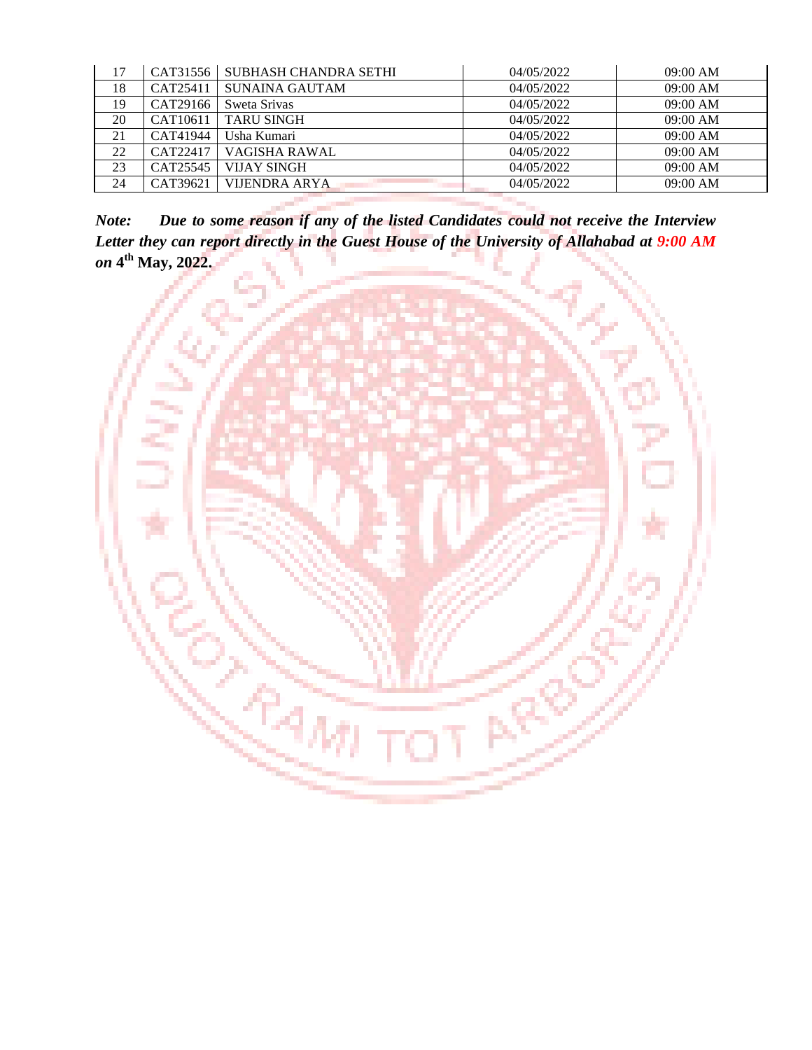| | | | | |
|---|---|---|---|---|
| 17 | CAT31556 | SUBHASH CHANDRA SETHI | 04/05/2022 | 09:00 AM |
| 18 | CAT25411 | SUNAINA GAUTAM | 04/05/2022 | 09:00 AM |
| 19 | CAT29166 | Sweta Srivas | 04/05/2022 | 09:00 AM |
| 20 | CAT10611 | TARU SINGH | 04/05/2022 | 09:00 AM |
| 21 | CAT41944 | Usha Kumari | 04/05/2022 | 09:00 AM |
| 22 | CAT22417 | VAGISHA RAWAL | 04/05/2022 | 09:00 AM |
| 23 | CAT25545 | VIJAY SINGH | 04/05/2022 | 09:00 AM |
| 24 | CAT39621 | VIJENDRA ARYA | 04/05/2022 | 09:00 AM |

***Note:*** ***Due to some reason if any of the listed Candidates could not receive the Interview Letter they can report directly in the Guest House of the University of Allahabad at 9:00 AM on*** **4th May, 2022.**